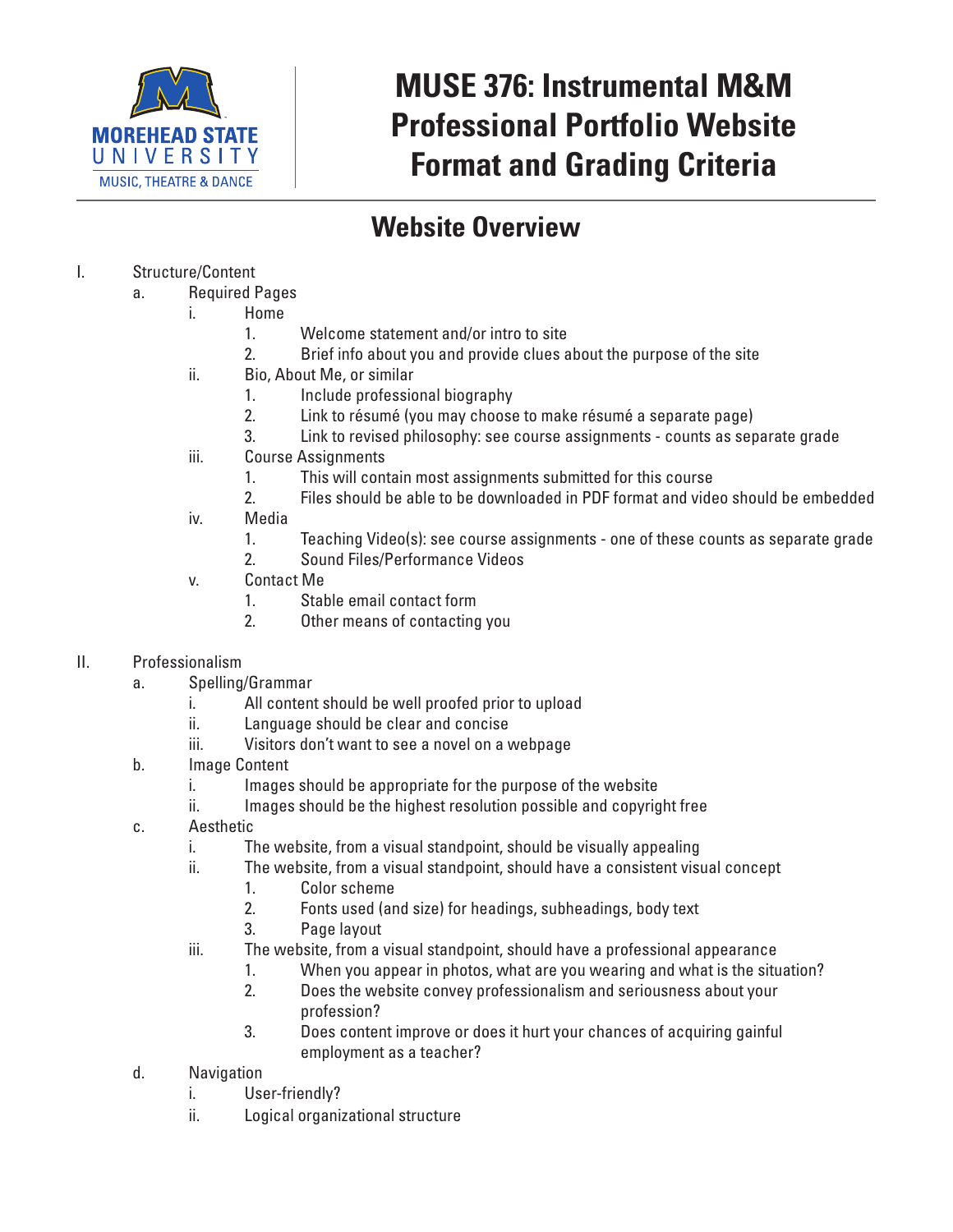MOREHEAD STATE UNIVERSITY
MUSIC, THEATRE & DANCE

# MUSE 376: Instrumental M&M Professional Portfolio Website Format and Grading Criteria

## Website Overview

I. Structure/Content
   a. Required Pages
      i. Home
         1. Welcome statement and/or intro to site
         2. Brief info about you and provide clues about the purpose of the site
      ii. Bio, About Me, or similar
         1. Include professional biography
         2. Link to résumé (you may choose to make résumé a separate page)
         3. Link to revised philosophy: see course assignments - counts as separate grade
      iii. Course Assignments
         1. This will contain most assignments submitted for this course
         2. Files should be able to be downloaded in PDF format and video should be embedded
      iv. Media
         1. Teaching Video(s): see course assignments - one of these counts as separate grade
         2. Sound Files/Performance Videos
      v. Contact Me
         1. Stable email contact form
         2. Other means of contacting you

II. Professionalism
   a. Spelling/Grammar
      i. All content should be well proofed prior to upload
      ii. Language should be clear and concise
      iii. Visitors don't want to see a novel on a webpage
   b. Image Content
      i. Images should be appropriate for the purpose of the website
      ii. Images should be the highest resolution possible and copyright free
   c. Aesthetic
      i. The website, from a visual standpoint, should be visually appealing
      ii. The website, from a visual standpoint, should have a consistent visual concept
         1. Color scheme
         2. Fonts used (and size) for headings, subheadings, body text
         3. Page layout
      iii. The website, from a visual standpoint, should have a professional appearance
         1. When you appear in photos, what are you wearing and what is the situation?
         2. Does the website convey professionalism and seriousness about your profession?
         3. Does content improve or does it hurt your chances of acquiring gainful employment as a teacher?
   d. Navigation
      i. User-friendly?
      ii. Logical organizational structure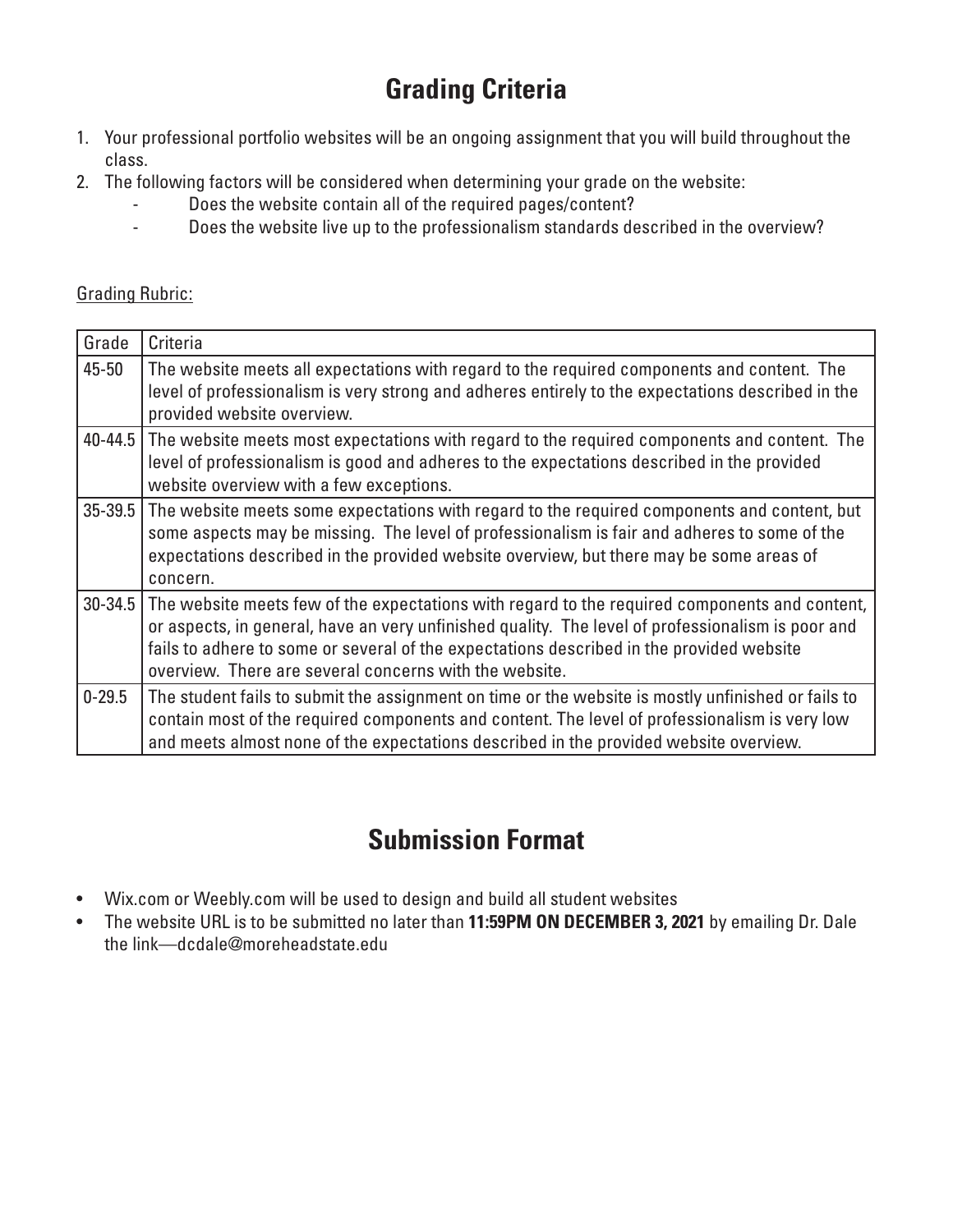## Grading Criteria

1. Your professional portfolio websites will be an ongoing assignment that you will build throughout the class.
2. The following factors will be considered when determining your grade on the website:
   - Does the website contain all of the required pages/content?
   - Does the website live up to the professionalism standards described in the overview?

Grading Rubric:

| Grade | Criteria |
|---|---|
| 45-50 | The website meets all expectations with regard to the required components and content. The level of professionalism is very strong and adheres entirely to the expectations described in the provided website overview. |
| 40-44.5 | The website meets most expectations with regard to the required components and content. The level of professionalism is good and adheres to the expectations described in the provided website overview with a few exceptions. |
| 35-39.5 | The website meets some expectations with regard to the required components and content, but some aspects may be missing. The level of professionalism is fair and adheres to some of the expectations described in the provided website overview, but there may be some areas of concern. |
| 30-34.5 | The website meets few of the expectations with regard to the required components and content, or aspects, in general, have an very unfinished quality. The level of professionalism is poor and fails to adhere to some or several of the expectations described in the provided website overview. There are several concerns with the website. |
| 0-29.5 | The student fails to submit the assignment on time or the website is mostly unfinished or fails to contain most of the required components and content. The level of professionalism is very low and meets almost none of the expectations described in the provided website overview. |

## Submission Format

- Wix.com or Weebly.com will be used to design and build all student websites
- The website URL is to be submitted no later than **11:59PM ON DECEMBER 3, 2021** by emailing Dr. Dale the link—dcdale@moreheadstate.edu